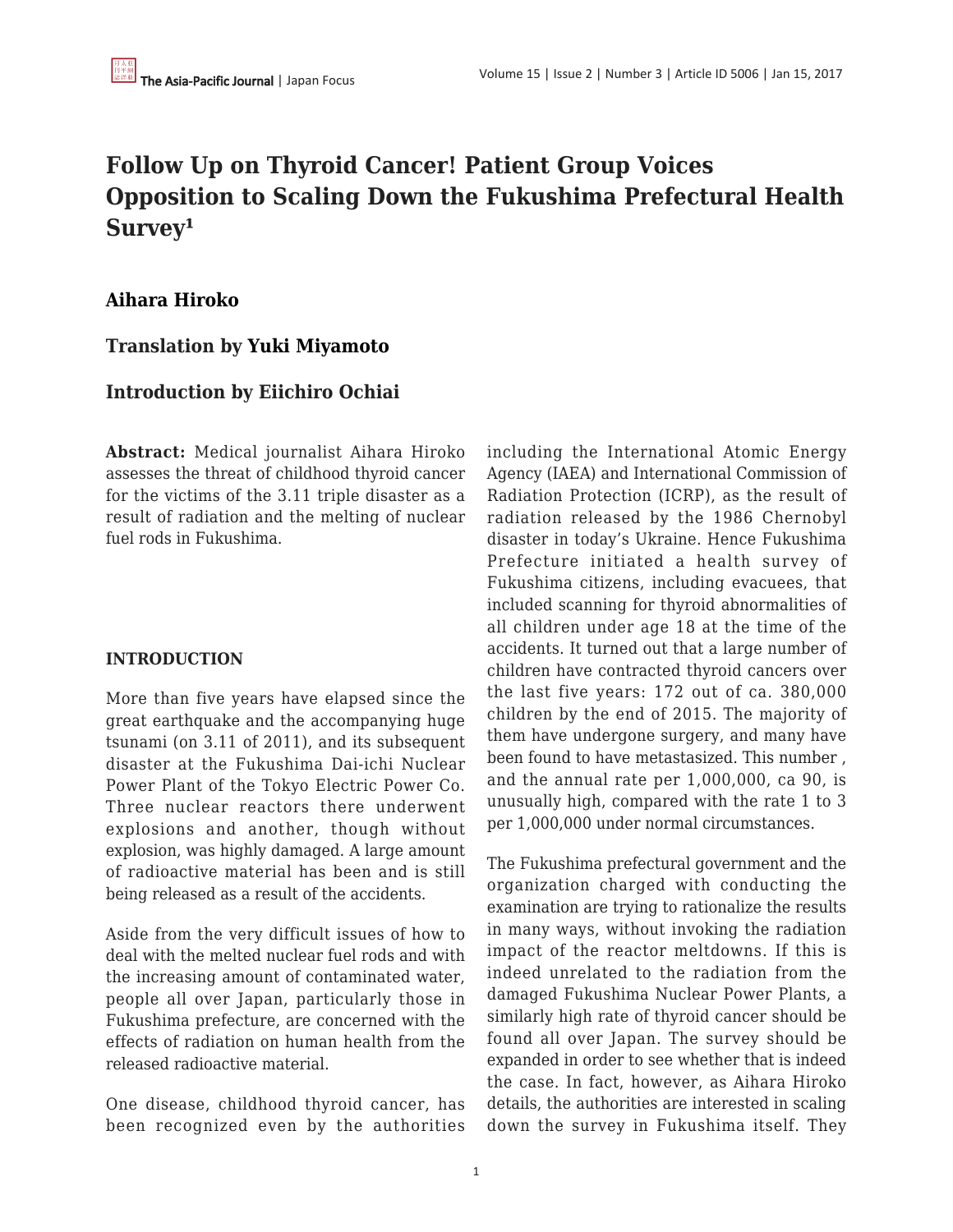# Follow Up on Thyroid Cancer! Patient Group Voices Opposition to Scaling Down the Fukushima Prefectural Health Survey[1]

### Aihara Hiroko

### Translation by Yuki Miyamoto

### Introduction by Eiichiro Ochiai

**Abstract:** Medical journalist Aihara Hiroko assesses the threat of childhood thyroid cancer for the victims of the 3.11 triple disaster as a result of radiation and the melting of nuclear fuel rods in Fukushima.

## INTRODUCTION

More than five years have elapsed since the great earthquake and the accompanying huge tsunami (on 3.11 of 2011), and its subsequent disaster at the Fukushima Dai-ichi Nuclear Power Plant of the Tokyo Electric Power Co. Three nuclear reactors there underwent explosions and another, though without explosion, was highly damaged. A large amount of radioactive material has been and is still being released as a result of the accidents.

Aside from the very difficult issues of how to deal with the melted nuclear fuel rods and with the increasing amount of contaminated water, people all over Japan, particularly those in Fukushima prefecture, are concerned with the effects of radiation on human health from the released radioactive material.

One disease, childhood thyroid cancer, has been recognized even by the authorities including the International Atomic Energy Agency (IAEA) and International Commission of Radiation Protection (ICRP), as the result of radiation released by the 1986 Chernobyl disaster in today's Ukraine. Hence Fukushima Prefecture initiated a health survey of Fukushima citizens, including evacuees, that included scanning for thyroid abnormalities of all children under age 18 at the time of the accidents. It turned out that a large number of children have contracted thyroid cancers over the last five years: 172 out of ca. 380,000 children by the end of 2015. The majority of them have undergone surgery, and many have been found to have metastasized. This number , and the annual rate per 1,000,000, ca 90, is unusually high, compared with the rate 1 to 3 per 1,000,000 under normal circumstances.

The Fukushima prefectural government and the organization charged with conducting the examination are trying to rationalize the results in many ways, without invoking the radiation impact of the reactor meltdowns. If this is indeed unrelated to the radiation from the damaged Fukushima Nuclear Power Plants, a similarly high rate of thyroid cancer should be found all over Japan. The survey should be expanded in order to see whether that is indeed the case. In fact, however, as Aihara Hiroko details, the authorities are interested in scaling down the survey in Fukushima itself. They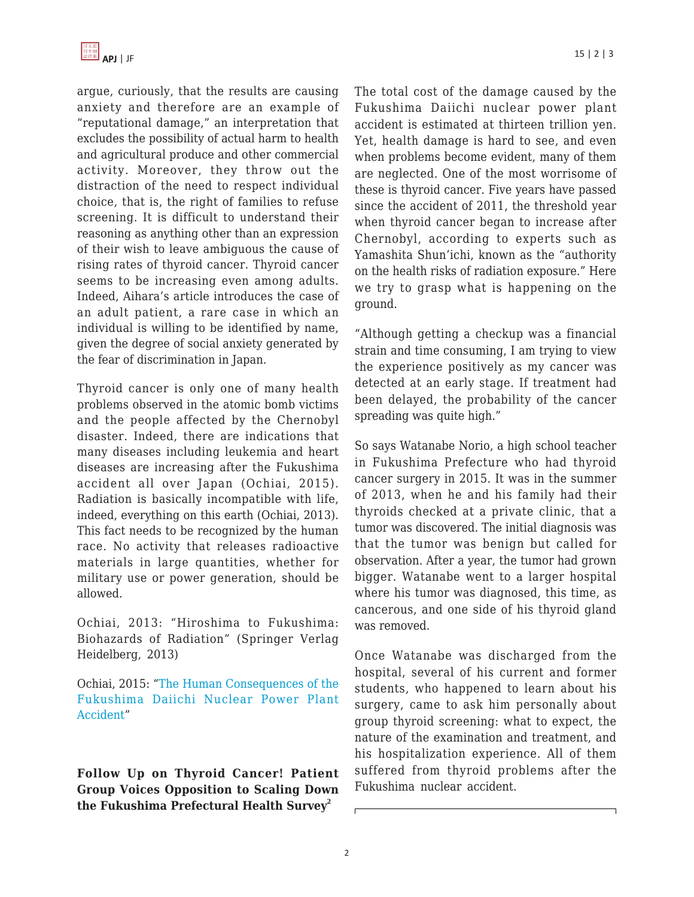argue, curiously, that the results are causing anxiety and therefore are an example of "reputational damage," an interpretation that excludes the possibility of actual harm to health and agricultural produce and other commercial activity. Moreover, they throw out the distraction of the need to respect individual choice, that is, the right of families to refuse screening. It is difficult to understand their reasoning as anything other than an expression of their wish to leave ambiguous the cause of rising rates of thyroid cancer. Thyroid cancer seems to be increasing even among adults. Indeed, Aihara's article introduces the case of an adult patient, a rare case in which an individual is willing to be identified by name, given the degree of social anxiety generated by the fear of discrimination in Japan.

Thyroid cancer is only one of many health problems observed in the atomic bomb victims and the people affected by the Chernobyl disaster. Indeed, there are indications that many diseases including leukemia and heart diseases are increasing after the Fukushima accident all over Japan (Ochiai, 2015). Radiation is basically incompatible with life, indeed, everything on this earth (Ochiai, 2013). This fact needs to be recognized by the human race. No activity that releases radioactive materials in large quantities, whether for military use or power generation, should be allowed.

Ochiai, 2013: "Hiroshima to Fukushima: Biohazards of Radiation" (Springer Verlag Heidelberg, 2013)

Ochiai, 2015: "The Human Consequences of the Fukushima Daiichi Nuclear Power Plant Accident"

**Follow Up on Thyroid Cancer! Patient Group Voices Opposition to Scaling Down the Fukushima Prefectural Health Survey[2]**

The total cost of the damage caused by the Fukushima Daiichi nuclear power plant accident is estimated at thirteen trillion yen. Yet, health damage is hard to see, and even when problems become evident, many of them are neglected. One of the most worrisome of these is thyroid cancer. Five years have passed since the accident of 2011, the threshold year when thyroid cancer began to increase after Chernobyl, according to experts such as Yamashita Shun'ichi, known as the "authority on the health risks of radiation exposure." Here we try to grasp what is happening on the ground.

"Although getting a checkup was a financial strain and time consuming, I am trying to view the experience positively as my cancer was detected at an early stage. If treatment had been delayed, the probability of the cancer spreading was quite high."

So says Watanabe Norio, a high school teacher in Fukushima Prefecture who had thyroid cancer surgery in 2015. It was in the summer of 2013, when he and his family had their thyroids checked at a private clinic, that a tumor was discovered. The initial diagnosis was that the tumor was benign but called for observation. After a year, the tumor had grown bigger. Watanabe went to a larger hospital where his tumor was diagnosed, this time, as cancerous, and one side of his thyroid gland was removed.

Once Watanabe was discharged from the hospital, several of his current and former students, who happened to learn about his surgery, came to ask him personally about group thyroid screening: what to expect, the nature of the examination and treatment, and his hospitalization experience. All of them suffered from thyroid problems after the Fukushima nuclear accident.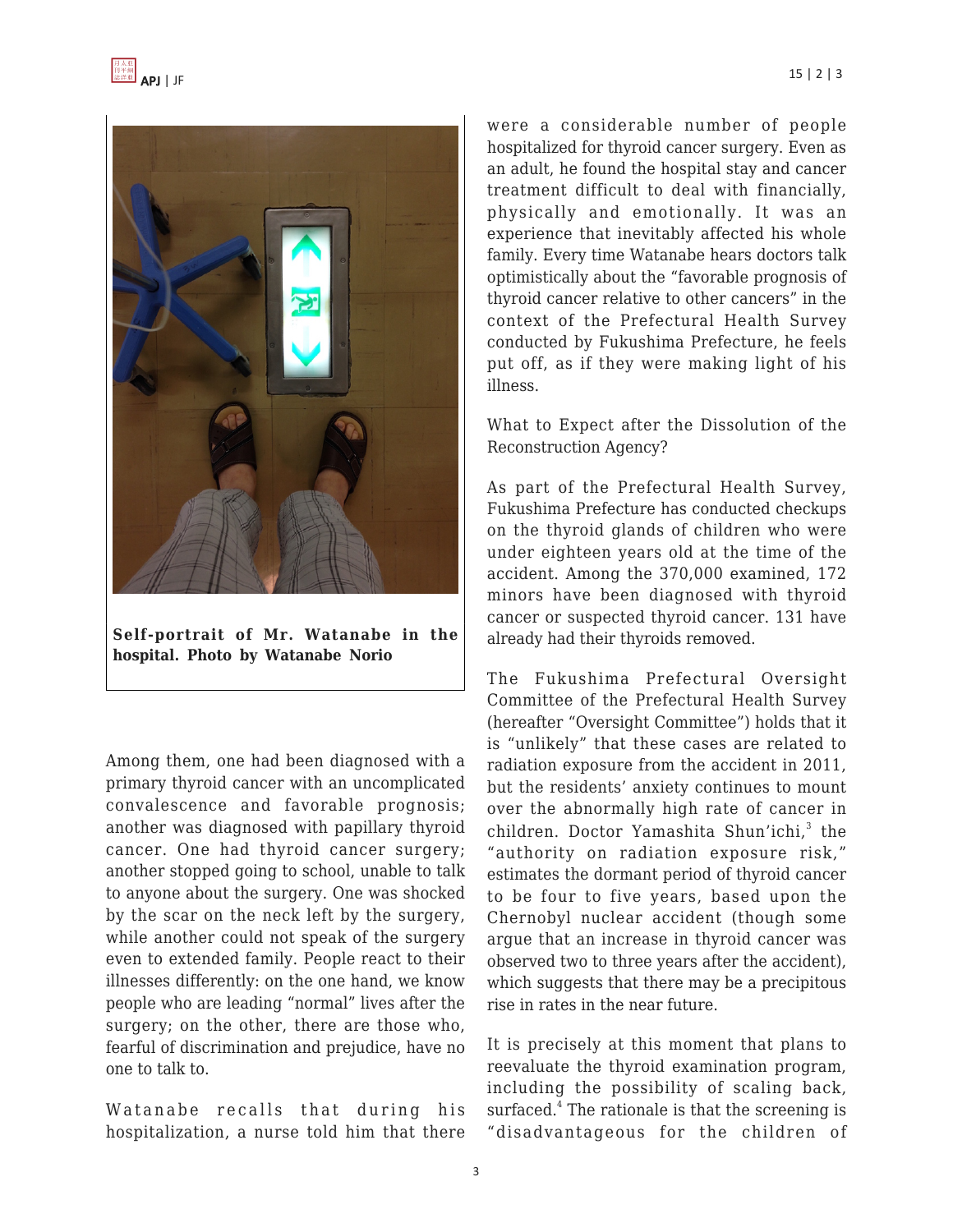**Self-portrait of Mr. Watanabe in the hospital. Photo by Watanabe Norio**

Among them, one had been diagnosed with a primary thyroid cancer with an uncomplicated convalescence and favorable prognosis; another was diagnosed with papillary thyroid cancer. One had thyroid cancer surgery; another stopped going to school, unable to talk to anyone about the surgery. One was shocked by the scar on the neck left by the surgery, while another could not speak of the surgery even to extended family. People react to their illnesses differently: on the one hand, we know people who are leading "normal" lives after the surgery; on the other, there are those who, fearful of discrimination and prejudice, have no one to talk to.

Watanabe recalls that during his hospitalization, a nurse told him that there were a considerable number of people hospitalized for thyroid cancer surgery. Even as an adult, he found the hospital stay and cancer treatment difficult to deal with financially, physically and emotionally. It was an experience that inevitably affected his whole family. Every time Watanabe hears doctors talk optimistically about the "favorable prognosis of thyroid cancer relative to other cancers" in the context of the Prefectural Health Survey conducted by Fukushima Prefecture, he feels put off, as if they were making light of his illness.

What to Expect after the Dissolution of the Reconstruction Agency?

As part of the Prefectural Health Survey, Fukushima Prefecture has conducted checkups on the thyroid glands of children who were under eighteen years old at the time of the accident. Among the 370,000 examined, 172 minors have been diagnosed with thyroid cancer or suspected thyroid cancer. 131 have already had their thyroids removed.

The Fukushima Prefectural Oversight Committee of the Prefectural Health Survey (hereafter "Oversight Committee") holds that it is "unlikely" that these cases are related to radiation exposure from the accident in 2011, but the residents' anxiety continues to mount over the abnormally high rate of cancer in children. Doctor Yamashita Shun'ichi,[3] the "authority on radiation exposure risk," estimates the dormant period of thyroid cancer to be four to five years, based upon the Chernobyl nuclear accident (though some argue that an increase in thyroid cancer was observed two to three years after the accident), which suggests that there may be a precipitous rise in rates in the near future.

It is precisely at this moment that plans to reevaluate the thyroid examination program, including the possibility of scaling back, surfaced.[4] The rationale is that the screening is "disadvantageous for the children of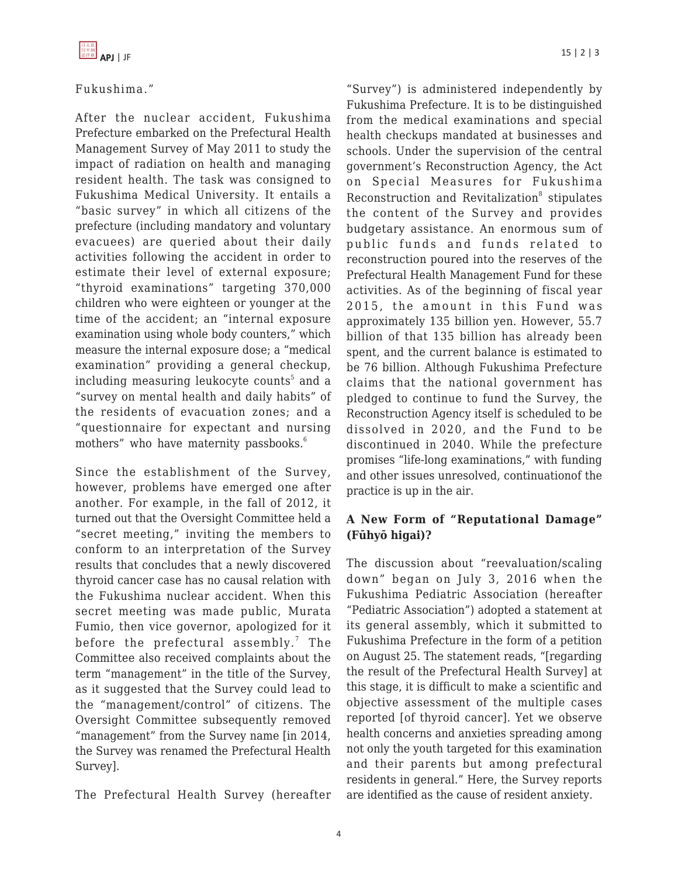Fukushima."

After the nuclear accident, Fukushima Prefecture embarked on the Prefectural Health Management Survey of May 2011 to study the impact of radiation on health and managing resident health. The task was consigned to Fukushima Medical University. It entails a "basic survey" in which all citizens of the prefecture (including mandatory and voluntary evacuees) are queried about their daily activities following the accident in order to estimate their level of external exposure; "thyroid examinations" targeting 370,000 children who were eighteen or younger at the time of the accident; an "internal exposure examination using whole body counters," which measure the internal exposure dose; a "medical examination" providing a general checkup, including measuring leukocyte counts[5] and a "survey on mental health and daily habits" of the residents of evacuation zones; and a "questionnaire for expectant and nursing mothers" who have maternity passbooks.[6]

Since the establishment of the Survey, however, problems have emerged one after another. For example, in the fall of 2012, it turned out that the Oversight Committee held a "secret meeting," inviting the members to conform to an interpretation of the Survey results that concludes that a newly discovered thyroid cancer case has no causal relation with the Fukushima nuclear accident. When this secret meeting was made public, Murata Fumio, then vice governor, apologized for it before the prefectural assembly.[7] The Committee also received complaints about the term "management" in the title of the Survey, as it suggested that the Survey could lead to the "management/control" of citizens. The Oversight Committee subsequently removed "management" from the Survey name [in 2014, the Survey was renamed the Prefectural Health Survey].

The Prefectural Health Survey (hereafter "Survey") is administered independently by Fukushima Prefecture. It is to be distinguished from the medical examinations and special health checkups mandated at businesses and schools. Under the supervision of the central government's Reconstruction Agency, the Act on Special Measures for Fukushima Reconstruction and Revitalization[8] stipulates the content of the Survey and provides budgetary assistance. An enormous sum of public funds and funds related to reconstruction poured into the reserves of the Prefectural Health Management Fund for these activities. As of the beginning of fiscal year 2015, the amount in this Fund was approximately 135 billion yen. However, 55.7 billion of that 135 billion has already been spent, and the current balance is estimated to be 76 billion. Although Fukushima Prefecture claims that the national government has pledged to continue to fund the Survey, the Reconstruction Agency itself is scheduled to be dissolved in 2020, and the Fund to be discontinued in 2040. While the prefecture promises "life-long examinations," with funding and other issues unresolved, continuationof the practice is up in the air.

## A New Form of "Reputational Damage" (Fūhyō higai)?

The discussion about "reevaluation/scaling down" began on July 3, 2016 when the Fukushima Pediatric Association (hereafter "Pediatric Association") adopted a statement at its general assembly, which it submitted to Fukushima Prefecture in the form of a petition on August 25. The statement reads, "[regarding the result of the Prefectural Health Survey] at this stage, it is difficult to make a scientific and objective assessment of the multiple cases reported [of thyroid cancer]. Yet we observe health concerns and anxieties spreading among not only the youth targeted for this examination and their parents but among prefectural residents in general." Here, the Survey reports are identified as the cause of resident anxiety.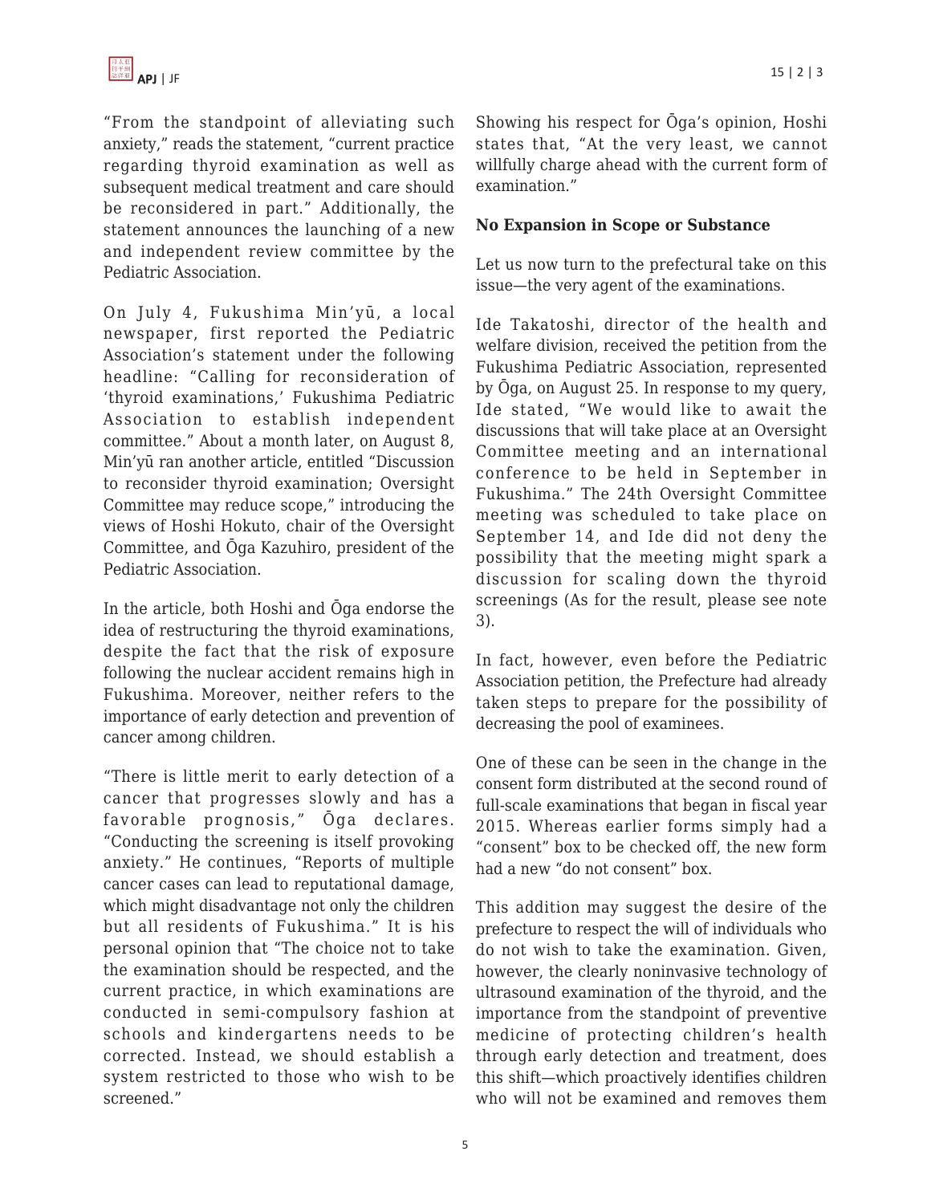"From the standpoint of alleviating such anxiety," reads the statement, "current practice regarding thyroid examination as well as subsequent medical treatment and care should be reconsidered in part." Additionally, the statement announces the launching of a new and independent review committee by the Pediatric Association.

On July 4, Fukushima Min'yū, a local newspaper, first reported the Pediatric Association's statement under the following headline: "Calling for reconsideration of 'thyroid examinations,' Fukushima Pediatric Association to establish independent committee." About a month later, on August 8, Min'yū ran another article, entitled "Discussion to reconsider thyroid examination; Oversight Committee may reduce scope," introducing the views of Hoshi Hokuto, chair of the Oversight Committee, and Ōga Kazuhiro, president of the Pediatric Association.

In the article, both Hoshi and Ōga endorse the idea of restructuring the thyroid examinations, despite the fact that the risk of exposure following the nuclear accident remains high in Fukushima. Moreover, neither refers to the importance of early detection and prevention of cancer among children.

"There is little merit to early detection of a cancer that progresses slowly and has a favorable prognosis," Ōga declares. "Conducting the screening is itself provoking anxiety." He continues, "Reports of multiple cancer cases can lead to reputational damage, which might disadvantage not only the children but all residents of Fukushima." It is his personal opinion that "The choice not to take the examination should be respected, and the current practice, in which examinations are conducted in semi-compulsory fashion at schools and kindergartens needs to be corrected. Instead, we should establish a system restricted to those who wish to be screened."

Showing his respect for Ōga's opinion, Hoshi states that, "At the very least, we cannot willfully charge ahead with the current form of examination."

**No Expansion in Scope or Substance**

Let us now turn to the prefectural take on this issue—the very agent of the examinations.

Ide Takatoshi, director of the health and welfare division, received the petition from the Fukushima Pediatric Association, represented by Ōga, on August 25. In response to my query, Ide stated, "We would like to await the discussions that will take place at an Oversight Committee meeting and an international conference to be held in September in Fukushima." The 24th Oversight Committee meeting was scheduled to take place on September 14, and Ide did not deny the possibility that the meeting might spark a discussion for scaling down the thyroid screenings (As for the result, please see note 3).

In fact, however, even before the Pediatric Association petition, the Prefecture had already taken steps to prepare for the possibility of decreasing the pool of examinees.

One of these can be seen in the change in the consent form distributed at the second round of full-scale examinations that began in fiscal year 2015. Whereas earlier forms simply had a "consent" box to be checked off, the new form had a new "do not consent" box.

This addition may suggest the desire of the prefecture to respect the will of individuals who do not wish to take the examination. Given, however, the clearly noninvasive technology of ultrasound examination of the thyroid, and the importance from the standpoint of preventive medicine of protecting children's health through early detection and treatment, does this shift—which proactively identifies children who will not be examined and removes them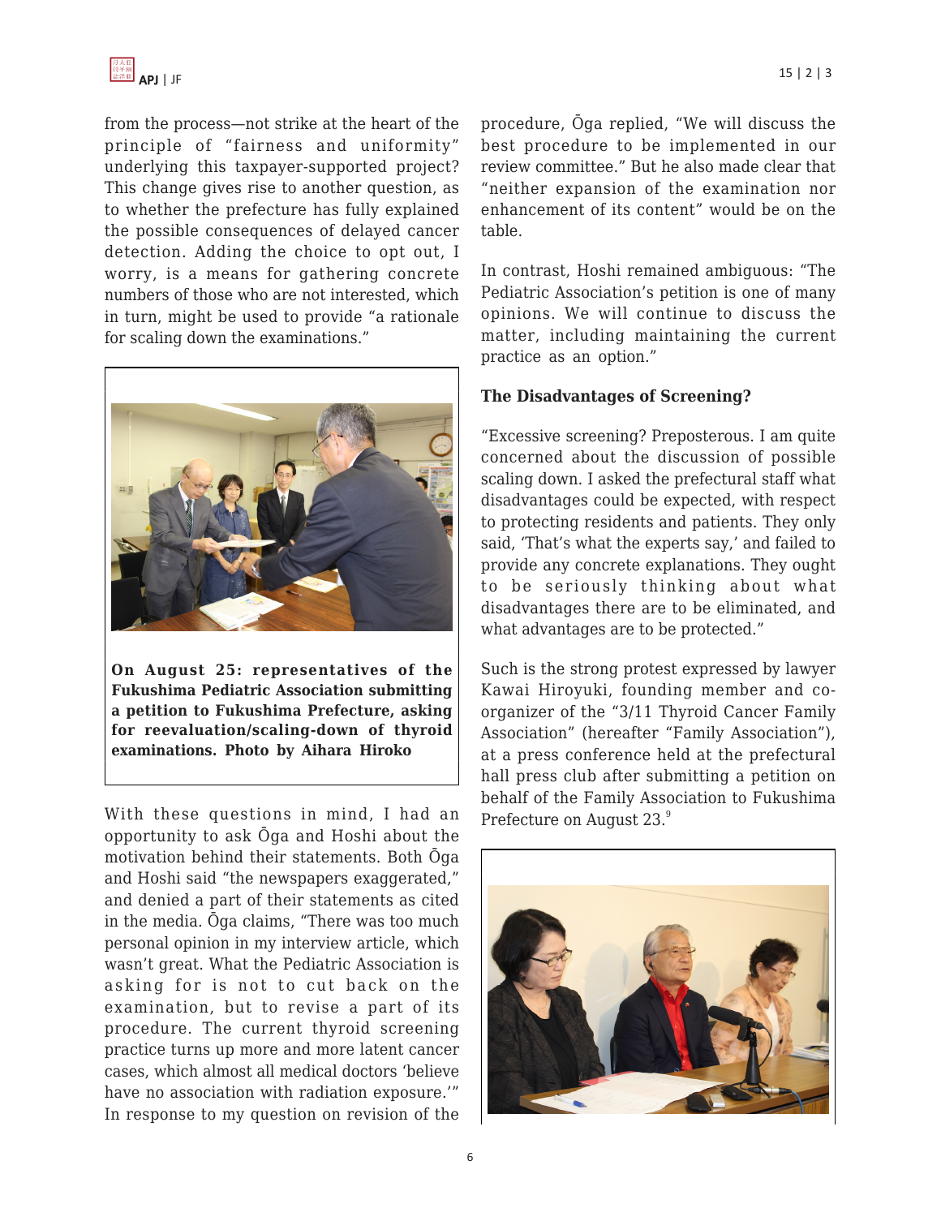from the process—not strike at the heart of the principle of "fairness and uniformity" underlying this taxpayer-supported project? This change gives rise to another question, as to whether the prefecture has fully explained the possible consequences of delayed cancer detection. Adding the choice to opt out, I worry, is a means for gathering concrete numbers of those who are not interested, which in turn, might be used to provide "a rationale for scaling down the examinations."

**On August 25: representatives of the Fukushima Pediatric Association submitting a petition to Fukushima Prefecture, asking for reevaluation/scaling-down of thyroid examinations. Photo by Aihara Hiroko**

With these questions in mind, I had an opportunity to ask Ōga and Hoshi about the motivation behind their statements. Both Ōga and Hoshi said "the newspapers exaggerated," and denied a part of their statements as cited in the media. Ōga claims, "There was too much personal opinion in my interview article, which wasn't great. What the Pediatric Association is asking for is not to cut back on the examination, but to revise a part of its procedure. The current thyroid screening practice turns up more and more latent cancer cases, which almost all medical doctors 'believe have no association with radiation exposure.'" In response to my question on revision of the procedure, Ōga replied, "We will discuss the best procedure to be implemented in our review committee." But he also made clear that "neither expansion of the examination nor enhancement of its content" would be on the table.

In contrast, Hoshi remained ambiguous: "The Pediatric Association's petition is one of many opinions. We will continue to discuss the matter, including maintaining the current practice as an option."

### The Disadvantages of Screening?

"Excessive screening? Preposterous. I am quite concerned about the discussion of possible scaling down. I asked the prefectural staff what disadvantages could be expected, with respect to protecting residents and patients. They only said, 'That's what the experts say,' and failed to provide any concrete explanations. They ought to be seriously thinking about what disadvantages there are to be eliminated, and what advantages are to be protected."

Such is the strong protest expressed by lawyer Kawai Hiroyuki, founding member and co-organizer of the "3/11 Thyroid Cancer Family Association" (hereafter "Family Association"), at a press conference held at the prefectural hall press club after submitting a petition on behalf of the Family Association to Fukushima Prefecture on August 23.[9]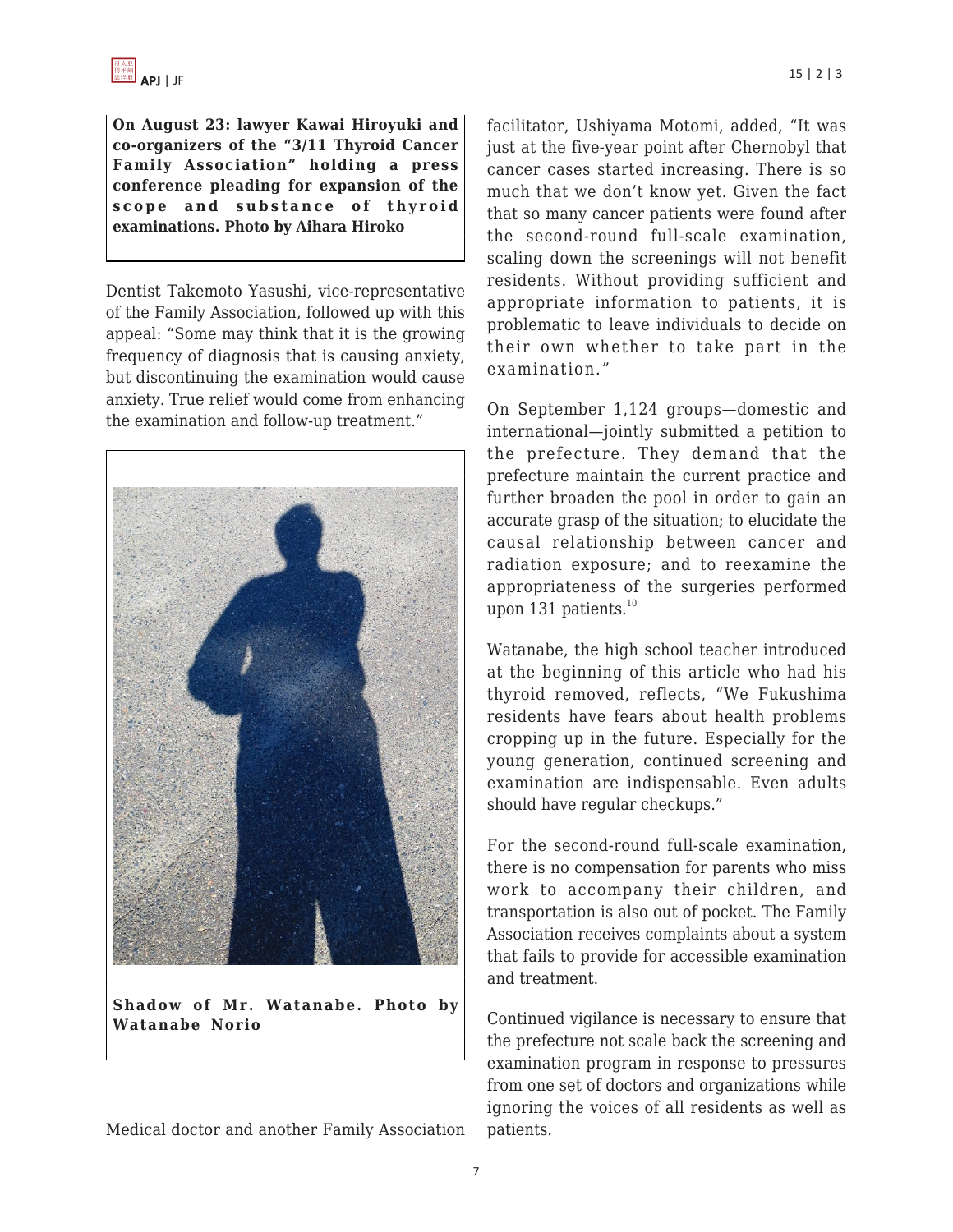**On August 23: lawyer Kawai Hiroyuki and co-organizers of the "3/11 Thyroid Cancer Family Association" holding a press conference pleading for expansion of the scope and substance of thyroid examinations. Photo by Aihara Hiroko**

Dentist Takemoto Yasushi, vice-representative of the Family Association, followed up with this appeal: "Some may think that it is the growing frequency of diagnosis that is causing anxiety, but discontinuing the examination would cause anxiety. True relief would come from enhancing the examination and follow-up treatment."

**Shadow of Mr. Watanabe. Photo by Watanabe Norio**

Medical doctor and another Family Association facilitator, Ushiyama Motomi, added, "It was just at the five-year point after Chernobyl that cancer cases started increasing. There is so much that we don't know yet. Given the fact that so many cancer patients were found after the second-round full-scale examination, scaling down the screenings will not benefit residents. Without providing sufficient and appropriate information to patients, it is problematic to leave individuals to decide on their own whether to take part in the examination."

On September 1,124 groups—domestic and international—jointly submitted a petition to the prefecture. They demand that the prefecture maintain the current practice and further broaden the pool in order to gain an accurate grasp of the situation; to elucidate the causal relationship between cancer and radiation exposure; and to reexamine the appropriateness of the surgeries performed upon 131 patients.[10]

Watanabe, the high school teacher introduced at the beginning of this article who had his thyroid removed, reflects, "We Fukushima residents have fears about health problems cropping up in the future. Especially for the young generation, continued screening and examination are indispensable. Even adults should have regular checkups."

For the second-round full-scale examination, there is no compensation for parents who miss work to accompany their children, and transportation is also out of pocket. The Family Association receives complaints about a system that fails to provide for accessible examination and treatment.

Continued vigilance is necessary to ensure that the prefecture not scale back the screening and examination program in response to pressures from one set of doctors and organizations while ignoring the voices of all residents as well as patients.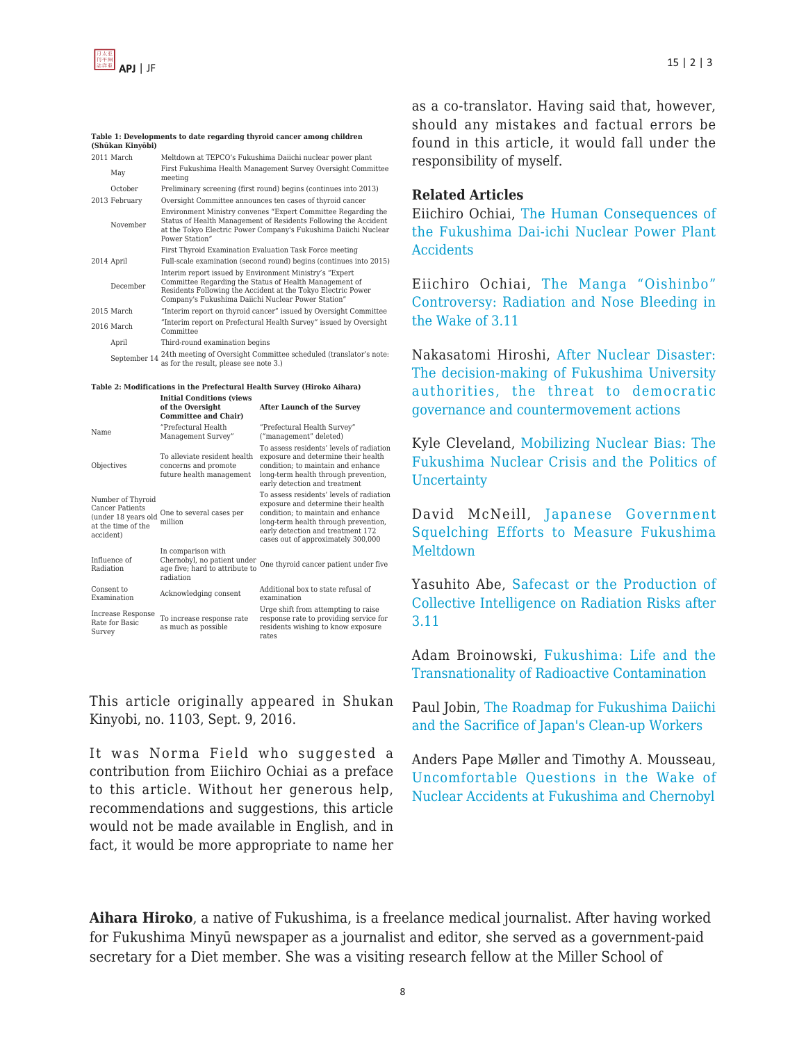**Table 1: Developments to date regarding thyroid cancer among children (Shūkan Kinyōbi)**

| | |
|---|---|
| 2011 March | Meltdown at TEPCO's Fukushima Daiichi nuclear power plant |
| May | First Fukushima Health Management Survey Oversight Committee meeting |
| October | Preliminary screening (first round) begins (continues into 2013) |
| 2013 February | Oversight Committee announces ten cases of thyroid cancer |
| November | Environment Ministry convenes "Expert Committee Regarding the Status of Health Management of Residents Following the Accident at the Tokyo Electric Power Company's Fukushima Daiichi Nuclear Power Station" |
| | First Thyroid Examination Evaluation Task Force meeting |
| 2014 April | Full-scale examination (second round) begins (continues into 2015) |
| December | Interim report issued by Environment Ministry's "Expert Committee Regarding the Status of Health Management of Residents Following the Accident at the Tokyo Electric Power Company's Fukushima Daiichi Nuclear Power Station" |
| 2015 March | "Interim report on thyroid cancer" issued by Oversight Committee |
| 2016 March | "Interim report on Prefectural Health Survey" issued by Oversight Committee |
| April | Third-round examination begins |
| September 14 | 24th meeting of Oversight Committee scheduled (translator's note: as for the result, please see note 3.) |

**Table 2: Modifications in the Prefectural Health Survey (Hiroko Aihara)**

| | Initial Conditions (views of the Oversight Committee and Chair) | After Launch of the Survey |
|---|---|---|
| Name | "Prefectural Health Management Survey" | "Prefectural Health Survey" ("management" deleted) |
| Objectives | To alleviate resident health concerns and promote future health management | To assess residents' levels of radiation exposure and determine their health condition; to maintain and enhance long-term health through prevention, early detection and treatment |
| Number of Thyroid Cancer Patients (under 18 years old at the time of the accident) | One to several cases per million | To assess residents' levels of radiation exposure and determine their health condition; to maintain and enhance long-term health through prevention, early detection and treatment 172 cases out of approximately 300,000 |
| Influence of Radiation | In comparison with Chernobyl, no patient under age five; hard to attribute to radiation | One thyroid cancer patient under five |
| Consent to Examination | Acknowledging consent | Additional box to state refusal of examination |
| Increase Response Rate for Basic Survey | To increase response rate as much as possible | Urge shift from attempting to raise response rate to providing service for residents wishing to know exposure rates |

This article originally appeared in Shukan Kinyobi, no. 1103, Sept. 9, 2016.

It was Norma Field who suggested a contribution from Eiichiro Ochiai as a preface to this article. Without her generous help, recommendations and suggestions, this article would not be made available in English, and in fact, it would be more appropriate to name her as a co-translator. Having said that, however, should any mistakes and factual errors be found in this article, it would fall under the responsibility of myself.

### Related Articles

Eiichiro Ochiai, The Human Consequences of the Fukushima Dai-ichi Nuclear Power Plant Accidents

Eiichiro Ochiai, The Manga "Oishinbo" Controversy: Radiation and Nose Bleeding in the Wake of 3.11

Nakasatomi Hiroshi, After Nuclear Disaster: The decision-making of Fukushima University authorities, the threat to democratic governance and countermovement actions

Kyle Cleveland, Mobilizing Nuclear Bias: The Fukushima Nuclear Crisis and the Politics of Uncertainty

David McNeill, Japanese Government Squelching Efforts to Measure Fukushima Meltdown

Yasuhito Abe, Safecast or the Production of Collective Intelligence on Radiation Risks after 3.11

Adam Broinowski, Fukushima: Life and the Transnationality of Radioactive Contamination

Paul Jobin, The Roadmap for Fukushima Daiichi and the Sacrifice of Japan's Clean-up Workers

Anders Pape Møller and Timothy A. Mousseau, Uncomfortable Questions in the Wake of Nuclear Accidents at Fukushima and Chernobyl

**Aihara Hiroko**, a native of Fukushima, is a freelance medical journalist. After having worked for Fukushima Minyū newspaper as a journalist and editor, she served as a government-paid secretary for a Diet member. She was a visiting research fellow at the Miller School of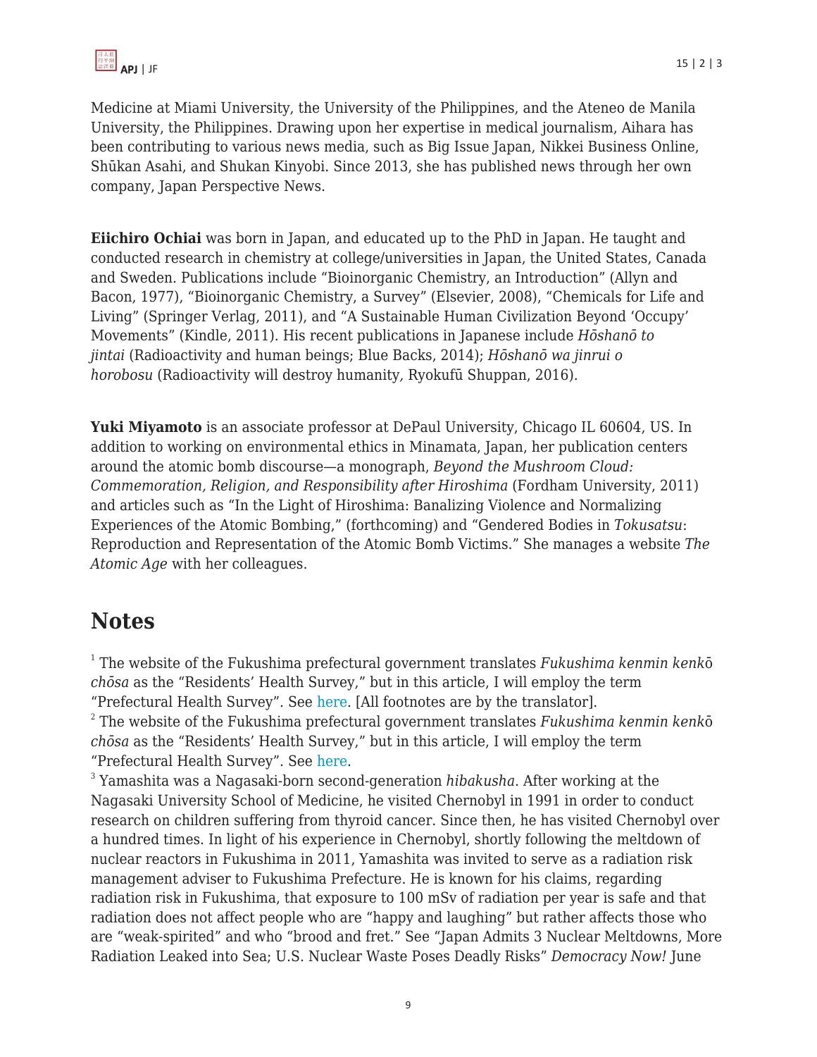Medicine at Miami University, the University of the Philippines, and the Ateneo de Manila University, the Philippines. Drawing upon her expertise in medical journalism, Aihara has been contributing to various news media, such as Big Issue Japan, Nikkei Business Online, Shūkan Asahi, and Shukan Kinyobi. Since 2013, she has published news through her own company, Japan Perspective News.

**Eiichiro Ochiai** was born in Japan, and educated up to the PhD in Japan. He taught and conducted research in chemistry at college/universities in Japan, the United States, Canada and Sweden. Publications include "Bioinorganic Chemistry, an Introduction" (Allyn and Bacon, 1977), "Bioinorganic Chemistry, a Survey" (Elsevier, 2008), "Chemicals for Life and Living" (Springer Verlag, 2011), and "A Sustainable Human Civilization Beyond 'Occupy' Movements" (Kindle, 2011). His recent publications in Japanese include *Hōshanō to jintai* (Radioactivity and human beings; Blue Backs, 2014); *Hōshanō wa jinrui o horobosu* (Radioactivity will destroy humanity, Ryokufū Shuppan, 2016).

**Yuki Miyamoto** is an associate professor at DePaul University, Chicago IL 60604, US. In addition to working on environmental ethics in Minamata, Japan, her publication centers around the atomic bomb discourse—a monograph, *Beyond the Mushroom Cloud: Commemoration, Religion, and Responsibility after Hiroshima* (Fordham University, 2011) and articles such as "In the Light of Hiroshima: Banalizing Violence and Normalizing Experiences of the Atomic Bombing," (forthcoming) and "Gendered Bodies in *Tokusatsu*: Reproduction and Representation of the Atomic Bomb Victims." She manages a website *The Atomic Age* with her colleagues.

# Notes

[1] The website of the Fukushima prefectural government translates *Fukushima kenmin kenkō chōsa* as the "Residents' Health Survey," but in this article, I will employ the term "Prefectural Health Survey". See here. [All footnotes are by the translator].

[2] The website of the Fukushima prefectural government translates *Fukushima kenmin kenkō chōsa* as the "Residents' Health Survey," but in this article, I will employ the term "Prefectural Health Survey". See here.

[3] Yamashita was a Nagasaki-born second-generation *hibakusha*. After working at the Nagasaki University School of Medicine, he visited Chernobyl in 1991 in order to conduct research on children suffering from thyroid cancer. Since then, he has visited Chernobyl over a hundred times. In light of his experience in Chernobyl, shortly following the meltdown of nuclear reactors in Fukushima in 2011, Yamashita was invited to serve as a radiation risk management adviser to Fukushima Prefecture. He is known for his claims, regarding radiation risk in Fukushima, that exposure to 100 mSv of radiation per year is safe and that radiation does not affect people who are "happy and laughing" but rather affects those who are "weak-spirited" and who "brood and fret." See "Japan Admits 3 Nuclear Meltdowns, More Radiation Leaked into Sea; U.S. Nuclear Waste Poses Deadly Risks" *Democracy Now!* June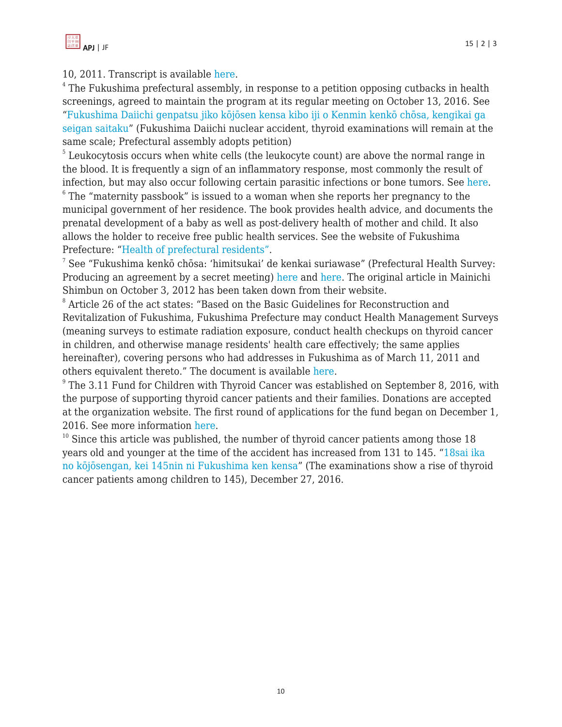10, 2011. Transcript is available here.

[4] The Fukushima prefectural assembly, in response to a petition opposing cutbacks in health screenings, agreed to maintain the program at its regular meeting on October 13, 2016. See "Fukushima Daiichi genpatsu jiko kōjōsen kensa kibo iji o Kenmin kenkō chōsa, kengikai ga seigan saitaku" (Fukushima Daiichi nuclear accident, thyroid examinations will remain at the same scale; Prefectural assembly adopts petition)

[5] Leukocytosis occurs when white cells (the leukocyte count) are above the normal range in the blood. It is frequently a sign of an inflammatory response, most commonly the result of infection, but may also occur following certain parasitic infections or bone tumors. See here.

[6] The "maternity passbook" is issued to a woman when she reports her pregnancy to the municipal government of her residence. The book provides health advice, and documents the prenatal development of a baby as well as post-delivery health of mother and child. It also allows the holder to receive free public health services. See the website of Fukushima Prefecture: "Health of prefectural residents".

[7] See "Fukushima kenkō chōsa: 'himitsukai' de kenkai suriawase" (Prefectural Health Survey: Producing an agreement by a secret meeting) here and here. The original article in Mainichi Shimbun on October 3, 2012 has been taken down from their website.

[8] Article 26 of the act states: "Based on the Basic Guidelines for Reconstruction and Revitalization of Fukushima, Fukushima Prefecture may conduct Health Management Surveys (meaning surveys to estimate radiation exposure, conduct health checkups on thyroid cancer in children, and otherwise manage residents' health care effectively; the same applies hereinafter), covering persons who had addresses in Fukushima as of March 11, 2011 and others equivalent thereto." The document is available here.

[9] The 3.11 Fund for Children with Thyroid Cancer was established on September 8, 2016, with the purpose of supporting thyroid cancer patients and their families. Donations are accepted at the organization website. The first round of applications for the fund began on December 1, 2016. See more information here.

[10] Since this article was published, the number of thyroid cancer patients among those 18 years old and younger at the time of the accident has increased from 131 to 145. "18sai ika no kōjōsengan, kei 145nin ni Fukushima ken kensa" (The examinations show a rise of thyroid cancer patients among children to 145), December 27, 2016.